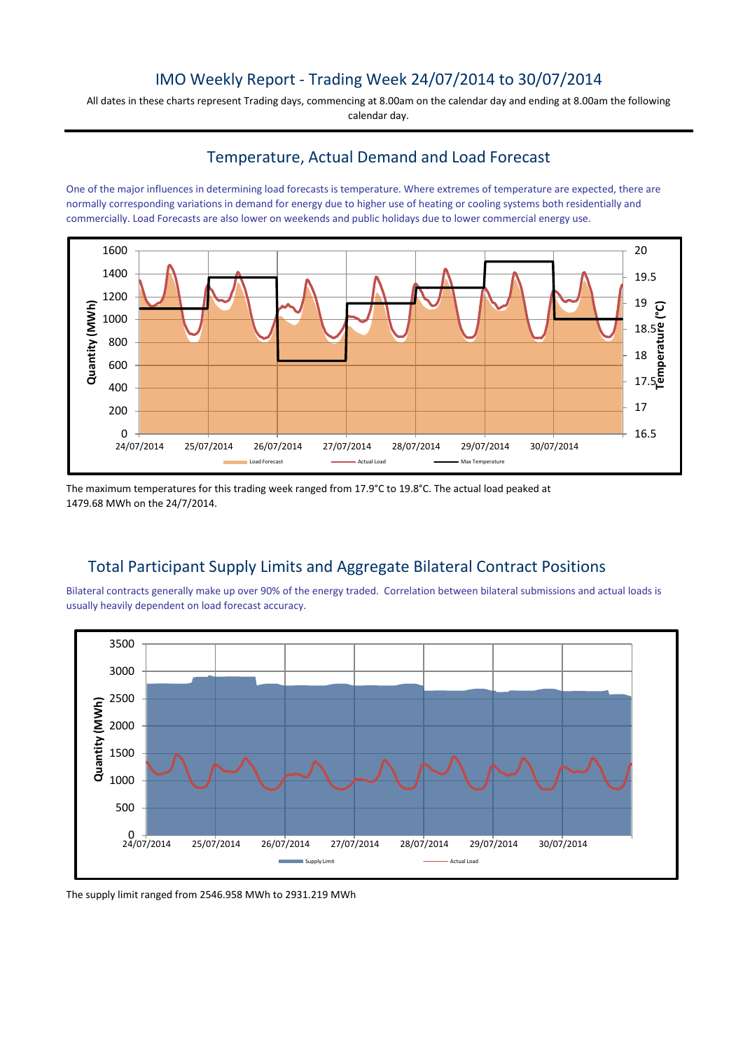# IMO Weekly Report - Trading Week 24/07/2014 to 30/07/2014

All dates in these charts represent Trading days, commencing at 8.00am on the calendar day and ending at 8.00am the following calendar day.

## Temperature, Actual Demand and Load Forecast

One of the major influences in determining load forecasts is temperature. Where extremes of temperature are expected, there are normally corresponding variations in demand for energy due to higher use of heating or cooling systems both residentially and commercially. Load Forecasts are also lower on weekends and public holidays due to lower commercial energy use.

The maximum temperatures for this trading week ranged from 17.9°C to 19.8°C. The actual load peaked at 1479.68 MWh on the 24/7/2014.

## Total Participant Supply Limits and Aggregate Bilateral Contract Positions

Bilateral contracts generally make up over 90% of the energy traded. Correlation between bilateral submissions and actual loads is usually heavily dependent on load forecast accuracy.

The supply limit ranged from 2546.958 MWh to 2931.219 MWh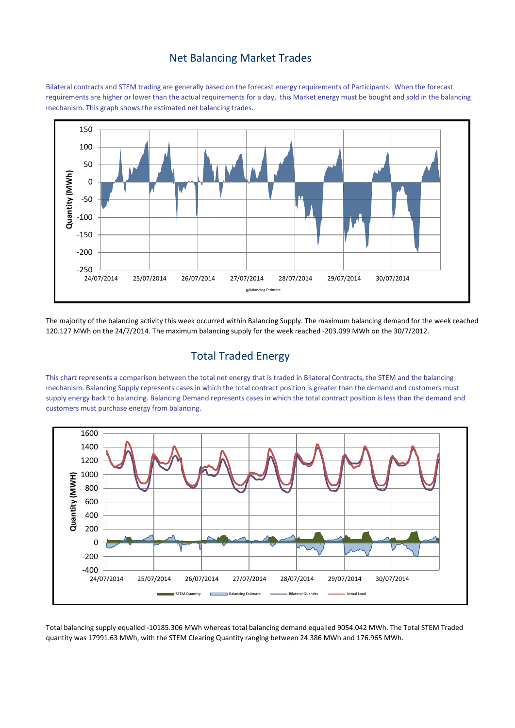## Net Balancing Market Trades

Bilateral contracts and STEM trading are generally based on the forecast energy requirements of Participants. When the forecast requirements are higher or lower than the actual requirements for a day, this Market energy must be bought and sold in the balancing mechanism. This graph shows the estimated net balancing trades.

The majority of the balancing activity this week occurred within Balancing Supply. The maximum balancing demand for the week reached 120.127 MWh on the 24/7/2014. The maximum balancing supply for the week reached -203.099 MWh on the 30/7/2012.

## Total Traded Energy

This chart represents a comparison between the total net energy that is traded in Bilateral Contracts, the STEM and the balancing mechanism. Balancing Supply represents cases in which the total contract position is greater than the demand and customers must supply energy back to balancing. Balancing Demand represents cases in which the total contract position is less than the demand and customers must purchase energy from balancing.

Total balancing supply equalled -10185.306 MWh whereas total balancing demand equalled 9054.042 MWh. The Total STEM Traded quantity was 17991.63 MWh, with the STEM Clearing Quantity ranging between 24.386 MWh and 176.965 MWh.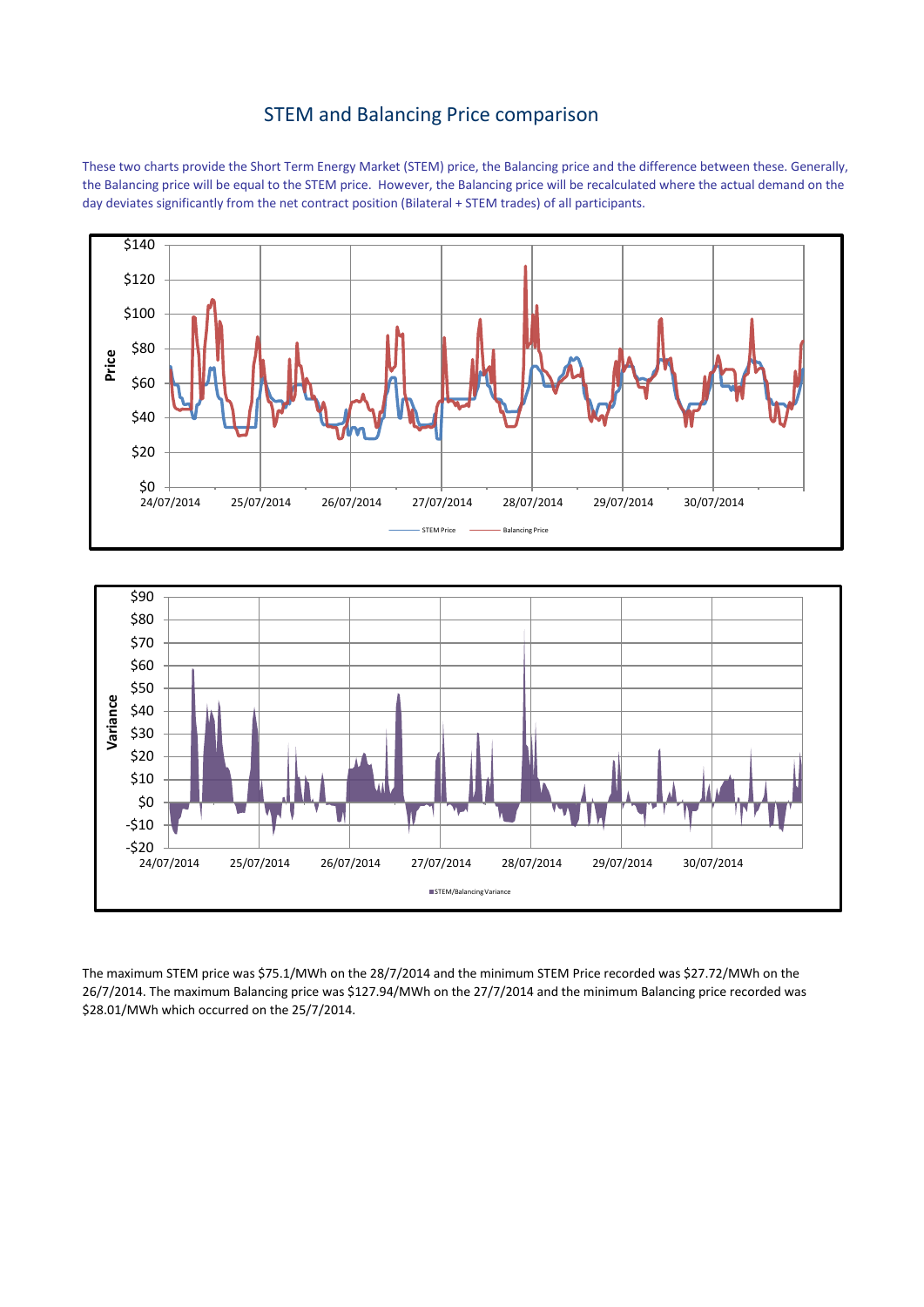# STEM and Balancing Price comparison

These two charts provide the Short Term Energy Market (STEM) price, the Balancing price and the difference between these. Generally, the Balancing price will be equal to the STEM price. However, the Balancing price will be recalculated where the actual demand on the day deviates significantly from the net contract position (Bilateral + STEM trades) of all participants.

Price

$140
$120
$100
$80
$60
$40
$20
$0

24/07/2014
25/07/2014
26/07/2014
27/07/2014
28/07/2014
29/07/2014
30/07/2014

STEM Price
Balancing Price

Variance

$90
$80
$70
$60
$50
$40
$30
$20
$10
$0
-$10
-$20

24/07/2014
25/07/2014
26/07/2014
27/07/2014
28/07/2014
29/07/2014
30/07/2014

STEM/Balancing Variance

The maximum STEM price was $75.1/MWh on the 28/7/2014 and the minimum STEM Price recorded was $27.72/MWh on the 26/7/2014. The maximum Balancing price was $127.94/MWh on the 27/7/2014 and the minimum Balancing price recorded was $28.01/MWh which occurred on the 25/7/2014.